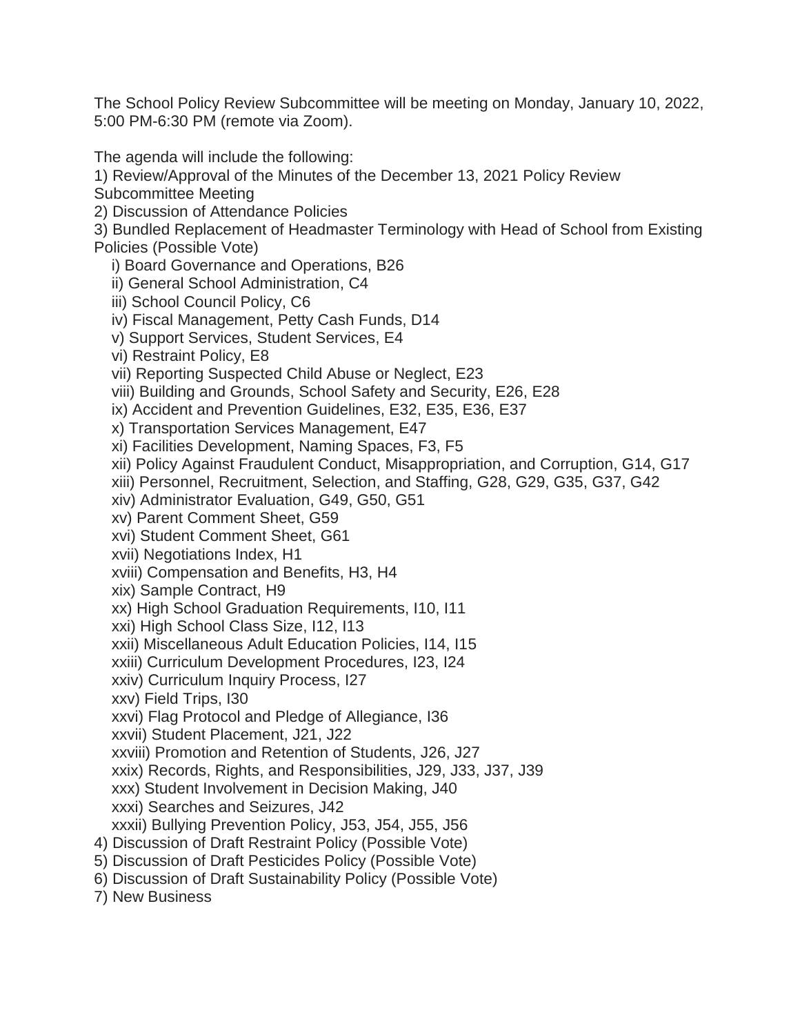The School Policy Review Subcommittee will be meeting on Monday, January 10, 2022, 5:00 PM-6:30 PM (remote via Zoom).

The agenda will include the following:

1) Review/Approval of the Minutes of the December 13, 2021 Policy Review Subcommittee Meeting
2) Discussion of Attendance Policies
3) Bundled Replacement of Headmaster Terminology with Head of School from Existing Policies (Possible Vote)
    i) Board Governance and Operations, B26
    ii) General School Administration, C4
    iii) School Council Policy, C6
    iv) Fiscal Management, Petty Cash Funds, D14
    v) Support Services, Student Services, E4
    vi) Restraint Policy, E8
    vii) Reporting Suspected Child Abuse or Neglect, E23
    viii) Building and Grounds, School Safety and Security, E26, E28
    ix) Accident and Prevention Guidelines, E32, E35, E36, E37
    x) Transportation Services Management, E47
    xi) Facilities Development, Naming Spaces, F3, F5
    xii) Policy Against Fraudulent Conduct, Misappropriation, and Corruption, G14, G17
    xiii) Personnel, Recruitment, Selection, and Staffing, G28, G29, G35, G37, G42
    xiv) Administrator Evaluation, G49, G50, G51
    xv) Parent Comment Sheet, G59
    xvi) Student Comment Sheet, G61
    xvii) Negotiations Index, H1
    xviii) Compensation and Benefits, H3, H4
    xix) Sample Contract, H9
    xx) High School Graduation Requirements, I10, I11
    xxi) High School Class Size, I12, I13
    xxii) Miscellaneous Adult Education Policies, I14, I15
    xxiii) Curriculum Development Procedures, I23, I24
    xxiv) Curriculum Inquiry Process, I27
    xxv) Field Trips, I30
    xxvi) Flag Protocol and Pledge of Allegiance, I36
    xxvii) Student Placement, J21, J22
    xxviii) Promotion and Retention of Students, J26, J27
    xxix) Records, Rights, and Responsibilities, J29, J33, J37, J39
    xxx) Student Involvement in Decision Making, J40
    xxxi) Searches and Seizures, J42
    xxxii) Bullying Prevention Policy, J53, J54, J55, J56
4) Discussion of Draft Restraint Policy (Possible Vote)
5) Discussion of Draft Pesticides Policy (Possible Vote)
6) Discussion of Draft Sustainability Policy (Possible Vote)
7) New Business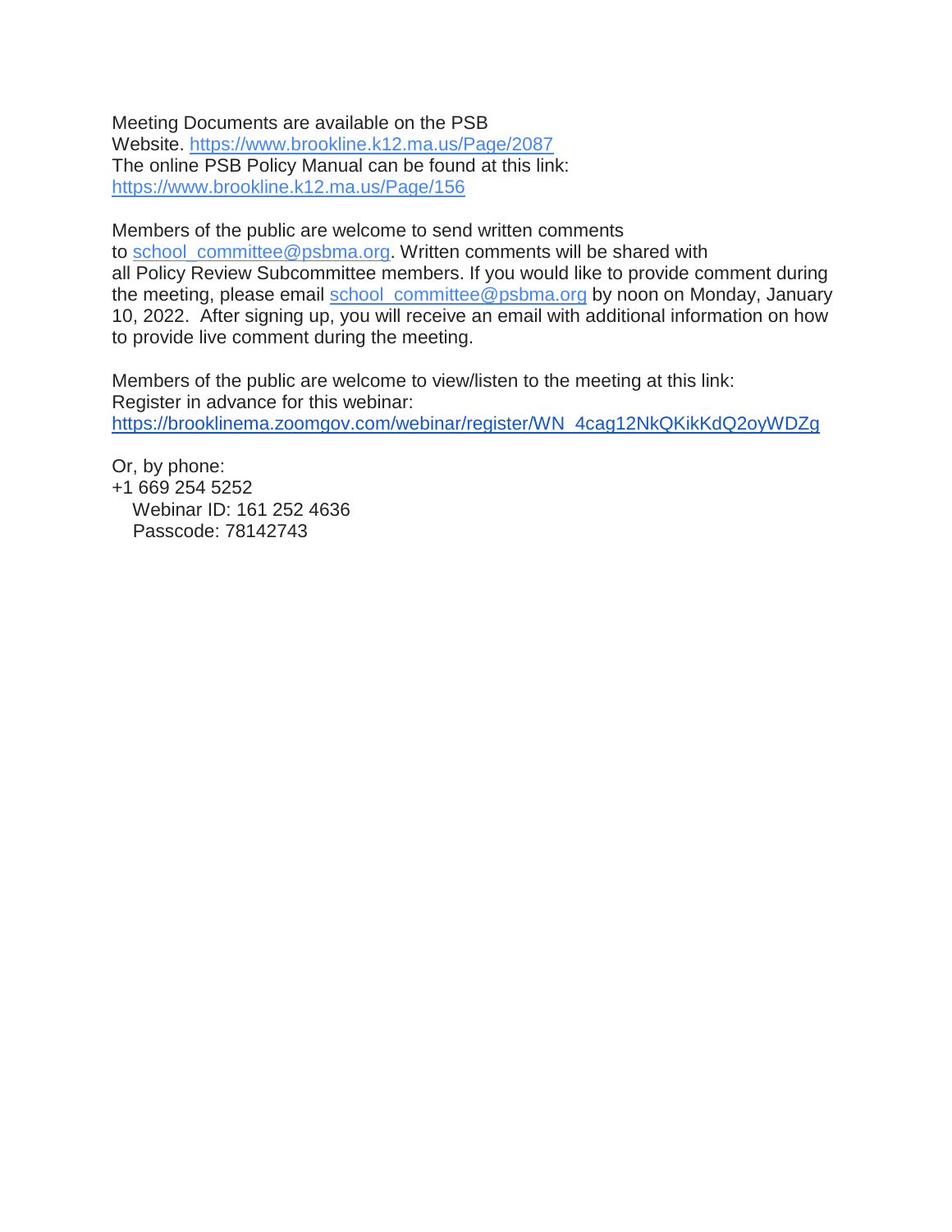Meeting Documents are available on the PSB Website. https://www.brookline.k12.ma.us/Page/2087
The online PSB Policy Manual can be found at this link: https://www.brookline.k12.ma.us/Page/156

Members of the public are welcome to send written comments to school_committee@psbma.org. Written comments will be shared with all Policy Review Subcommittee members. If you would like to provide comment during the meeting, please email school_committee@psbma.org by noon on Monday, January 10, 2022. After signing up, you will receive an email with additional information on how to provide live comment during the meeting.

Members of the public are welcome to view/listen to the meeting at this link:
Register in advance for this webinar:
https://brooklinema.zoomgov.com/webinar/register/WN_4cag12NkQKikKdQ2oyWDZg

Or, by phone:
+1 669 254 5252
Webinar ID: 161 252 4636
Passcode: 78142743